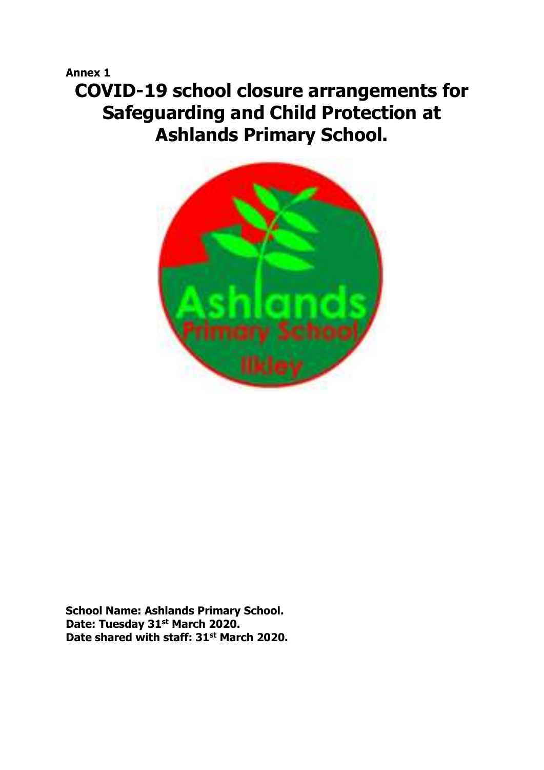**Annex 1**

# COVID-19 school closure arrangements for Safeguarding and Child Protection at Ashlands Primary School.

**School Name: Ashlands Primary School.**
**Date: Tuesday 31st March 2020.**
**Date shared with staff: 31st March 2020.**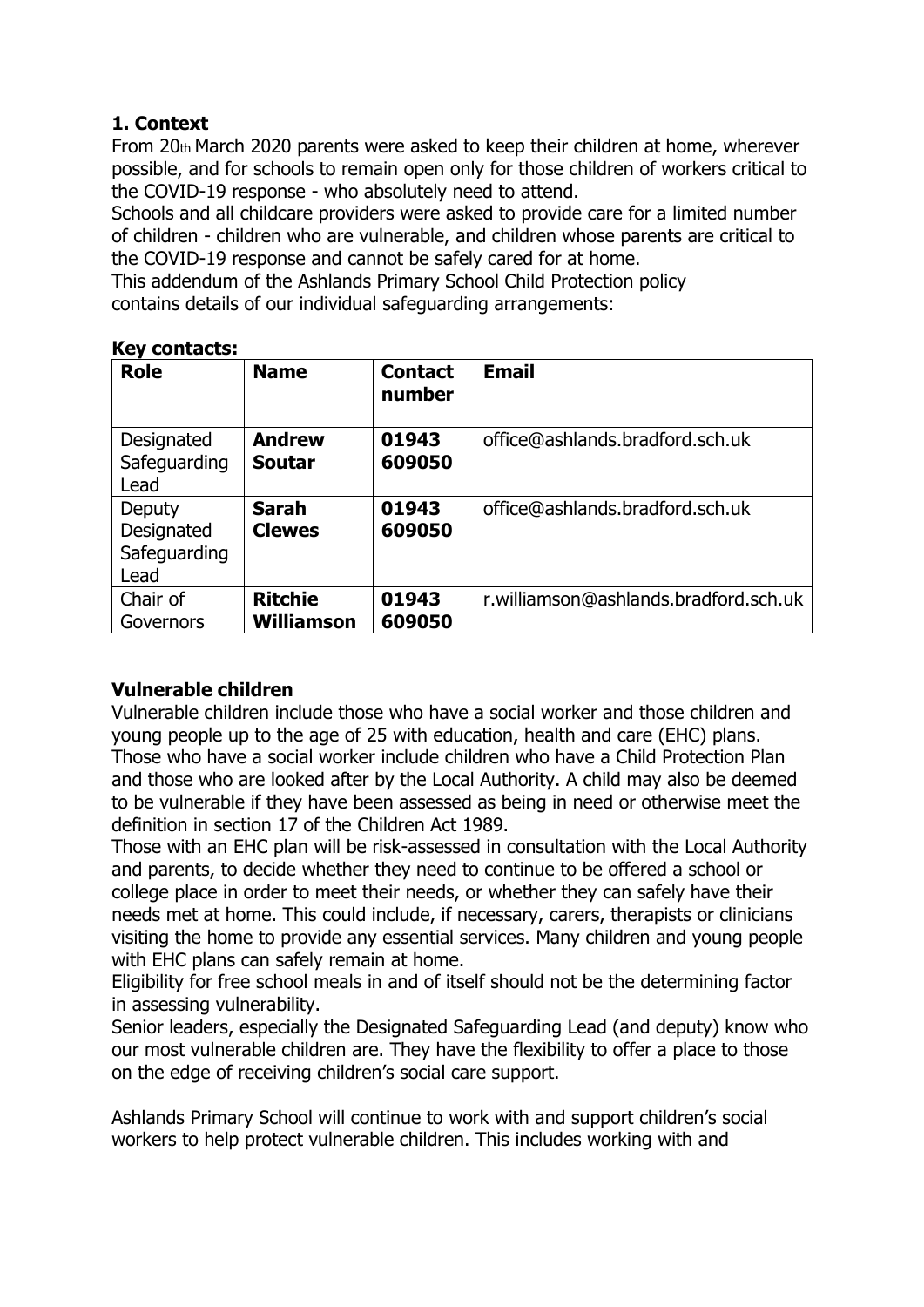## 1. Context

From 20th March 2020 parents were asked to keep their children at home, wherever possible, and for schools to remain open only for those children of workers critical to the COVID-19 response - who absolutely need to attend.

Schools and all childcare providers were asked to provide care for a limited number of children - children who are vulnerable, and children whose parents are critical to the COVID-19 response and cannot be safely cared for at home.

This addendum of the Ashlands Primary School Child Protection policy contains details of our individual safeguarding arrangements:

**Key contacts:**

| Role | Name | Contact number | Email |
|---|---|---|---|
| Designated Safeguarding Lead | **Andrew Soutar** | **01943 609050** | office@ashlands.bradford.sch.uk |
| Deputy Designated Safeguarding Lead | **Sarah Clewes** | **01943 609050** | office@ashlands.bradford.sch.uk |
| Chair of Governors | **Ritchie Williamson** | **01943 609050** | r.williamson@ashlands.bradford.sch.uk |

### Vulnerable children

Vulnerable children include those who have a social worker and those children and young people up to the age of 25 with education, health and care (EHC) plans. Those who have a social worker include children who have a Child Protection Plan and those who are looked after by the Local Authority. A child may also be deemed to be vulnerable if they have been assessed as being in need or otherwise meet the definition in section 17 of the Children Act 1989.

Those with an EHC plan will be risk-assessed in consultation with the Local Authority and parents, to decide whether they need to continue to be offered a school or college place in order to meet their needs, or whether they can safely have their needs met at home. This could include, if necessary, carers, therapists or clinicians visiting the home to provide any essential services. Many children and young people with EHC plans can safely remain at home.

Eligibility for free school meals in and of itself should not be the determining factor in assessing vulnerability.

Senior leaders, especially the Designated Safeguarding Lead (and deputy) know who our most vulnerable children are. They have the flexibility to offer a place to those on the edge of receiving children's social care support.

Ashlands Primary School will continue to work with and support children's social workers to help protect vulnerable children. This includes working with and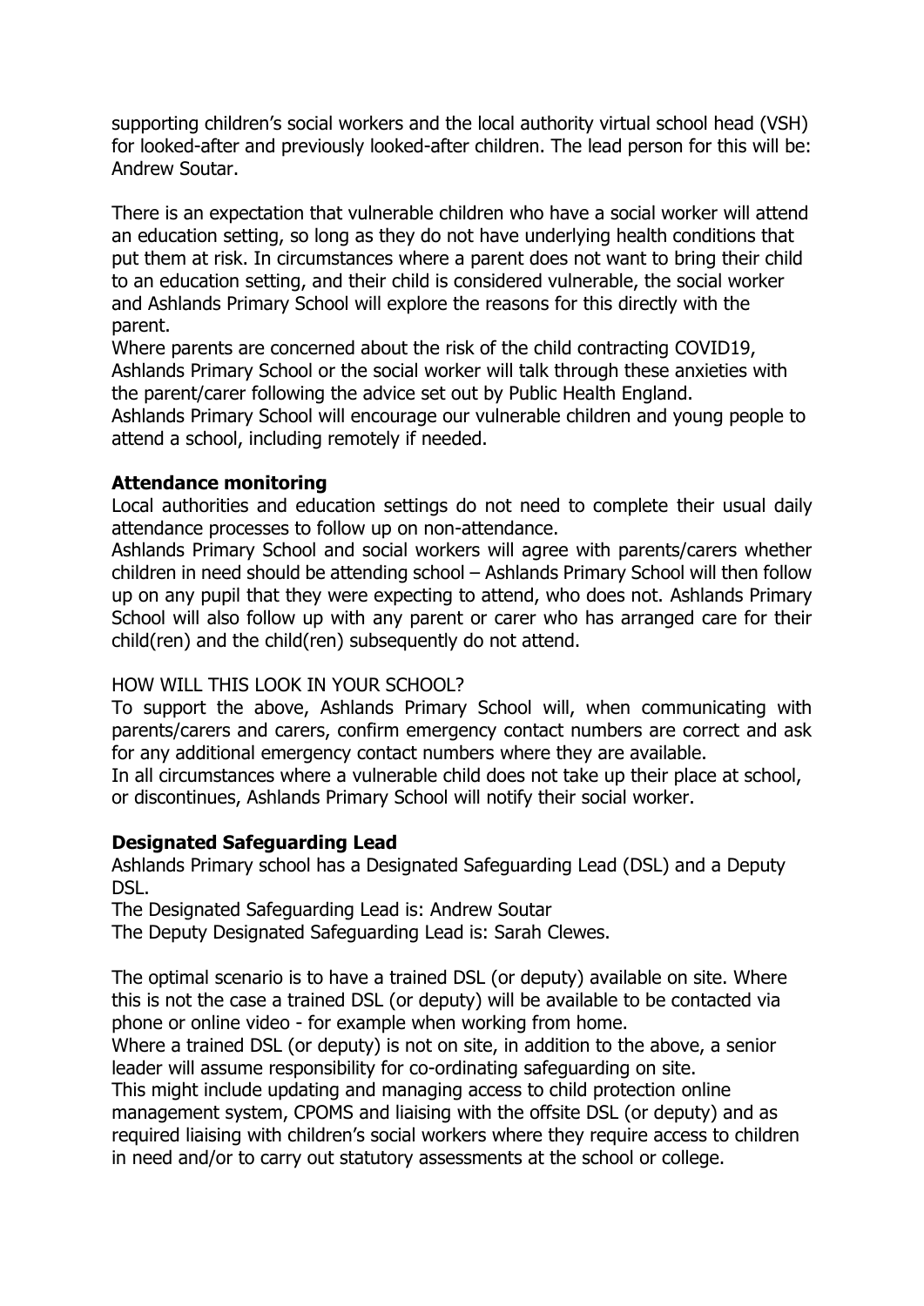supporting children's social workers and the local authority virtual school head (VSH) for looked-after and previously looked-after children. The lead person for this will be: Andrew Soutar.

There is an expectation that vulnerable children who have a social worker will attend an education setting, so long as they do not have underlying health conditions that put them at risk. In circumstances where a parent does not want to bring their child to an education setting, and their child is considered vulnerable, the social worker and Ashlands Primary School will explore the reasons for this directly with the parent.

Where parents are concerned about the risk of the child contracting COVID19, Ashlands Primary School or the social worker will talk through these anxieties with the parent/carer following the advice set out by Public Health England.

Ashlands Primary School will encourage our vulnerable children and young people to attend a school, including remotely if needed.

**Attendance monitoring**

Local authorities and education settings do not need to complete their usual daily attendance processes to follow up on non-attendance.

Ashlands Primary School and social workers will agree with parents/carers whether children in need should be attending school – Ashlands Primary School will then follow up on any pupil that they were expecting to attend, who does not. Ashlands Primary School will also follow up with any parent or carer who has arranged care for their child(ren) and the child(ren) subsequently do not attend.

HOW WILL THIS LOOK IN YOUR SCHOOL?

To support the above, Ashlands Primary School will, when communicating with parents/carers and carers, confirm emergency contact numbers are correct and ask for any additional emergency contact numbers where they are available.

In all circumstances where a vulnerable child does not take up their place at school, or discontinues, Ashlands Primary School will notify their social worker.

**Designated Safeguarding Lead**

Ashlands Primary school has a Designated Safeguarding Lead (DSL) and a Deputy DSL.

The Designated Safeguarding Lead is: Andrew Soutar

The Deputy Designated Safeguarding Lead is: Sarah Clewes.

The optimal scenario is to have a trained DSL (or deputy) available on site. Where this is not the case a trained DSL (or deputy) will be available to be contacted via phone or online video - for example when working from home.

Where a trained DSL (or deputy) is not on site, in addition to the above, a senior leader will assume responsibility for co-ordinating safeguarding on site.

This might include updating and managing access to child protection online management system, CPOMS and liaising with the offsite DSL (or deputy) and as required liaising with children's social workers where they require access to children in need and/or to carry out statutory assessments at the school or college.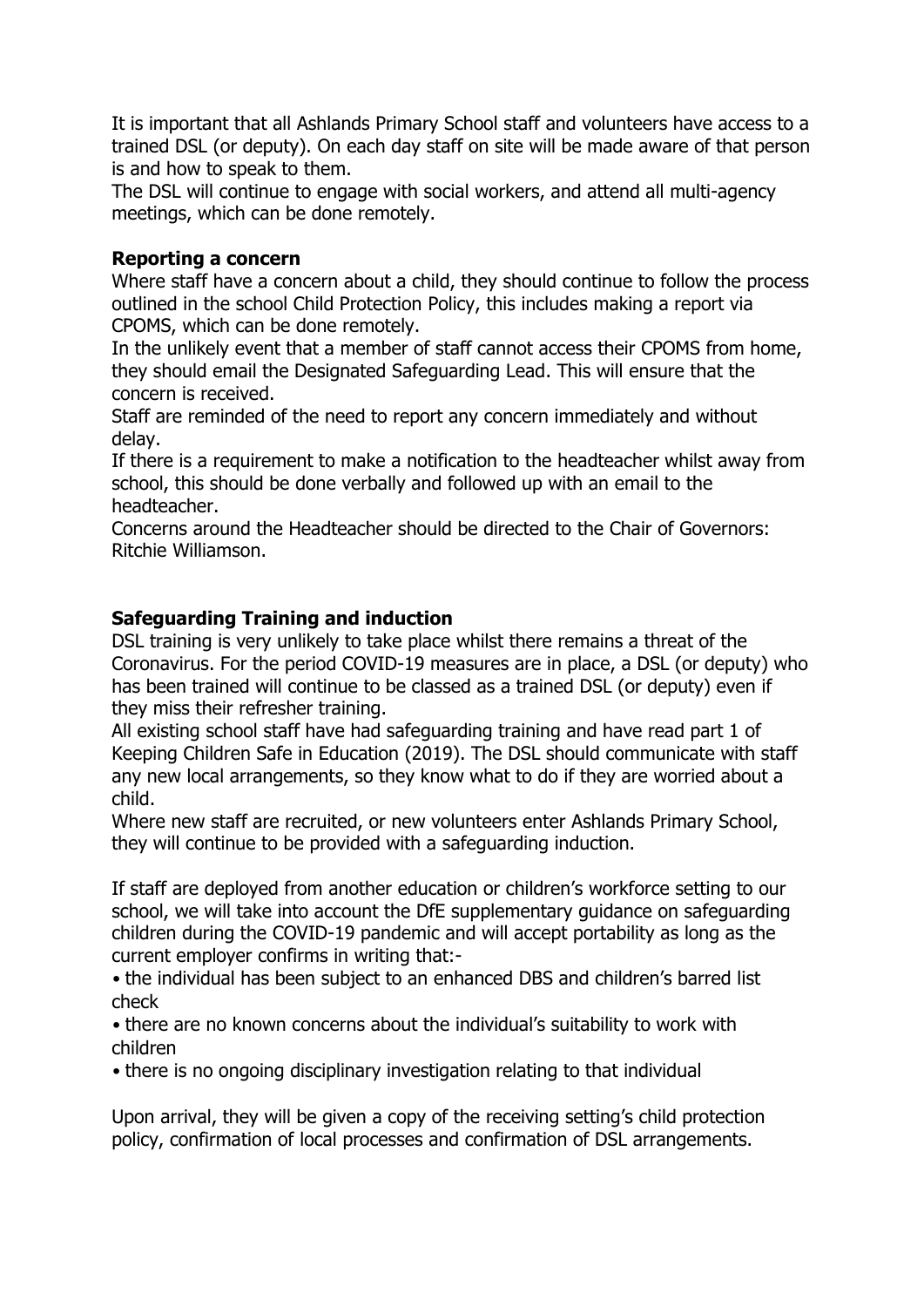It is important that all Ashlands Primary School staff and volunteers have access to a trained DSL (or deputy). On each day staff on site will be made aware of that person is and how to speak to them.

The DSL will continue to engage with social workers, and attend all multi-agency meetings, which can be done remotely.

**Reporting a concern**

Where staff have a concern about a child, they should continue to follow the process outlined in the school Child Protection Policy, this includes making a report via CPOMS, which can be done remotely.

In the unlikely event that a member of staff cannot access their CPOMS from home, they should email the Designated Safeguarding Lead. This will ensure that the concern is received.

Staff are reminded of the need to report any concern immediately and without delay.

If there is a requirement to make a notification to the headteacher whilst away from school, this should be done verbally and followed up with an email to the headteacher.

Concerns around the Headteacher should be directed to the Chair of Governors: Ritchie Williamson.

**Safeguarding Training and induction**

DSL training is very unlikely to take place whilst there remains a threat of the Coronavirus. For the period COVID-19 measures are in place, a DSL (or deputy) who has been trained will continue to be classed as a trained DSL (or deputy) even if they miss their refresher training.

All existing school staff have had safeguarding training and have read part 1 of Keeping Children Safe in Education (2019). The DSL should communicate with staff any new local arrangements, so they know what to do if they are worried about a child.

Where new staff are recruited, or new volunteers enter Ashlands Primary School, they will continue to be provided with a safeguarding induction.

If staff are deployed from another education or children's workforce setting to our school, we will take into account the DfE supplementary guidance on safeguarding children during the COVID-19 pandemic and will accept portability as long as the current employer confirms in writing that:-

- the individual has been subject to an enhanced DBS and children's barred list check
- there are no known concerns about the individual's suitability to work with children
- there is no ongoing disciplinary investigation relating to that individual

Upon arrival, they will be given a copy of the receiving setting's child protection policy, confirmation of local processes and confirmation of DSL arrangements.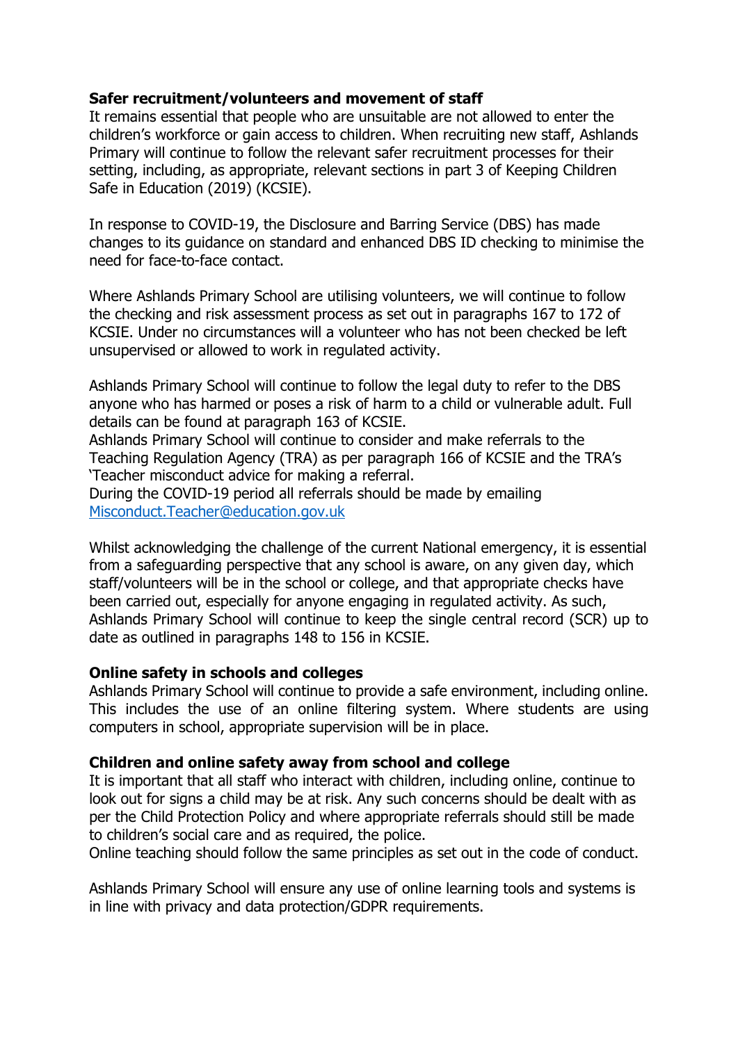**Safer recruitment/volunteers and movement of staff**

It remains essential that people who are unsuitable are not allowed to enter the children's workforce or gain access to children. When recruiting new staff, Ashlands Primary will continue to follow the relevant safer recruitment processes for their setting, including, as appropriate, relevant sections in part 3 of Keeping Children Safe in Education (2019) (KCSIE).

In response to COVID-19, the Disclosure and Barring Service (DBS) has made changes to its guidance on standard and enhanced DBS ID checking to minimise the need for face-to-face contact.

Where Ashlands Primary School are utilising volunteers, we will continue to follow the checking and risk assessment process as set out in paragraphs 167 to 172 of KCSIE. Under no circumstances will a volunteer who has not been checked be left unsupervised or allowed to work in regulated activity.

Ashlands Primary School will continue to follow the legal duty to refer to the DBS anyone who has harmed or poses a risk of harm to a child or vulnerable adult. Full details can be found at paragraph 163 of KCSIE.

Ashlands Primary School will continue to consider and make referrals to the Teaching Regulation Agency (TRA) as per paragraph 166 of KCSIE and the TRA's 'Teacher misconduct advice for making a referral.

During the COVID-19 period all referrals should be made by emailing Misconduct.Teacher@education.gov.uk

Whilst acknowledging the challenge of the current National emergency, it is essential from a safeguarding perspective that any school is aware, on any given day, which staff/volunteers will be in the school or college, and that appropriate checks have been carried out, especially for anyone engaging in regulated activity. As such, Ashlands Primary School will continue to keep the single central record (SCR) up to date as outlined in paragraphs 148 to 156 in KCSIE.

**Online safety in schools and colleges**

Ashlands Primary School will continue to provide a safe environment, including online. This includes the use of an online filtering system. Where students are using computers in school, appropriate supervision will be in place.

**Children and online safety away from school and college**

It is important that all staff who interact with children, including online, continue to look out for signs a child may be at risk. Any such concerns should be dealt with as per the Child Protection Policy and where appropriate referrals should still be made to children's social care and as required, the police.

Online teaching should follow the same principles as set out in the code of conduct.

Ashlands Primary School will ensure any use of online learning tools and systems is in line with privacy and data protection/GDPR requirements.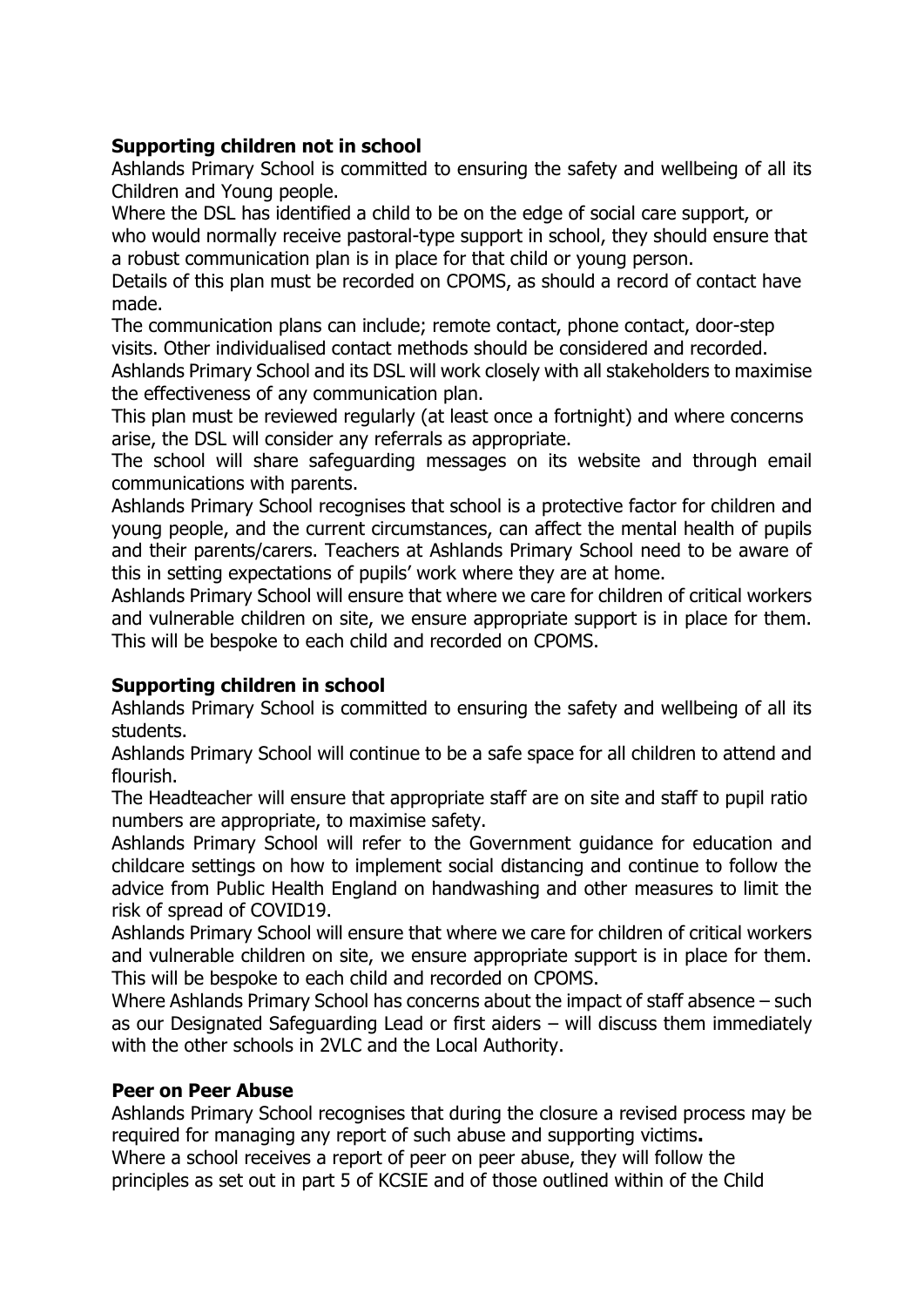**Supporting children not in school**

Ashlands Primary School is committed to ensuring the safety and wellbeing of all its Children and Young people.

Where the DSL has identified a child to be on the edge of social care support, or who would normally receive pastoral-type support in school, they should ensure that a robust communication plan is in place for that child or young person.

Details of this plan must be recorded on CPOMS, as should a record of contact have made.

The communication plans can include; remote contact, phone contact, door-step visits. Other individualised contact methods should be considered and recorded.

Ashlands Primary School and its DSL will work closely with all stakeholders to maximise the effectiveness of any communication plan.

This plan must be reviewed regularly (at least once a fortnight) and where concerns arise, the DSL will consider any referrals as appropriate.

The school will share safeguarding messages on its website and through email communications with parents.

Ashlands Primary School recognises that school is a protective factor for children and young people, and the current circumstances, can affect the mental health of pupils and their parents/carers. Teachers at Ashlands Primary School need to be aware of this in setting expectations of pupils' work where they are at home.

Ashlands Primary School will ensure that where we care for children of critical workers and vulnerable children on site, we ensure appropriate support is in place for them. This will be bespoke to each child and recorded on CPOMS.

**Supporting children in school**

Ashlands Primary School is committed to ensuring the safety and wellbeing of all its students.

Ashlands Primary School will continue to be a safe space for all children to attend and flourish.

The Headteacher will ensure that appropriate staff are on site and staff to pupil ratio numbers are appropriate, to maximise safety.

Ashlands Primary School will refer to the Government guidance for education and childcare settings on how to implement social distancing and continue to follow the advice from Public Health England on handwashing and other measures to limit the risk of spread of COVID19.

Ashlands Primary School will ensure that where we care for children of critical workers and vulnerable children on site, we ensure appropriate support is in place for them. This will be bespoke to each child and recorded on CPOMS.

Where Ashlands Primary School has concerns about the impact of staff absence – such as our Designated Safeguarding Lead or first aiders – will discuss them immediately with the other schools in 2VLC and the Local Authority.

**Peer on Peer Abuse**

Ashlands Primary School recognises that during the closure a revised process may be required for managing any report of such abuse and supporting victims**.**

Where a school receives a report of peer on peer abuse, they will follow the principles as set out in part 5 of KCSIE and of those outlined within of the Child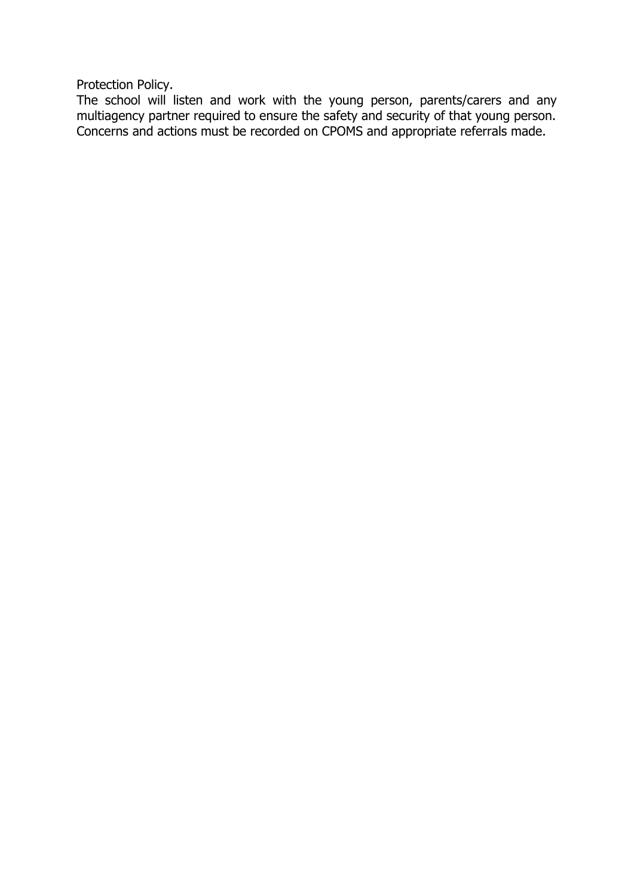Protection Policy.

The school will listen and work with the young person, parents/carers and any multiagency partner required to ensure the safety and security of that young person. Concerns and actions must be recorded on CPOMS and appropriate referrals made.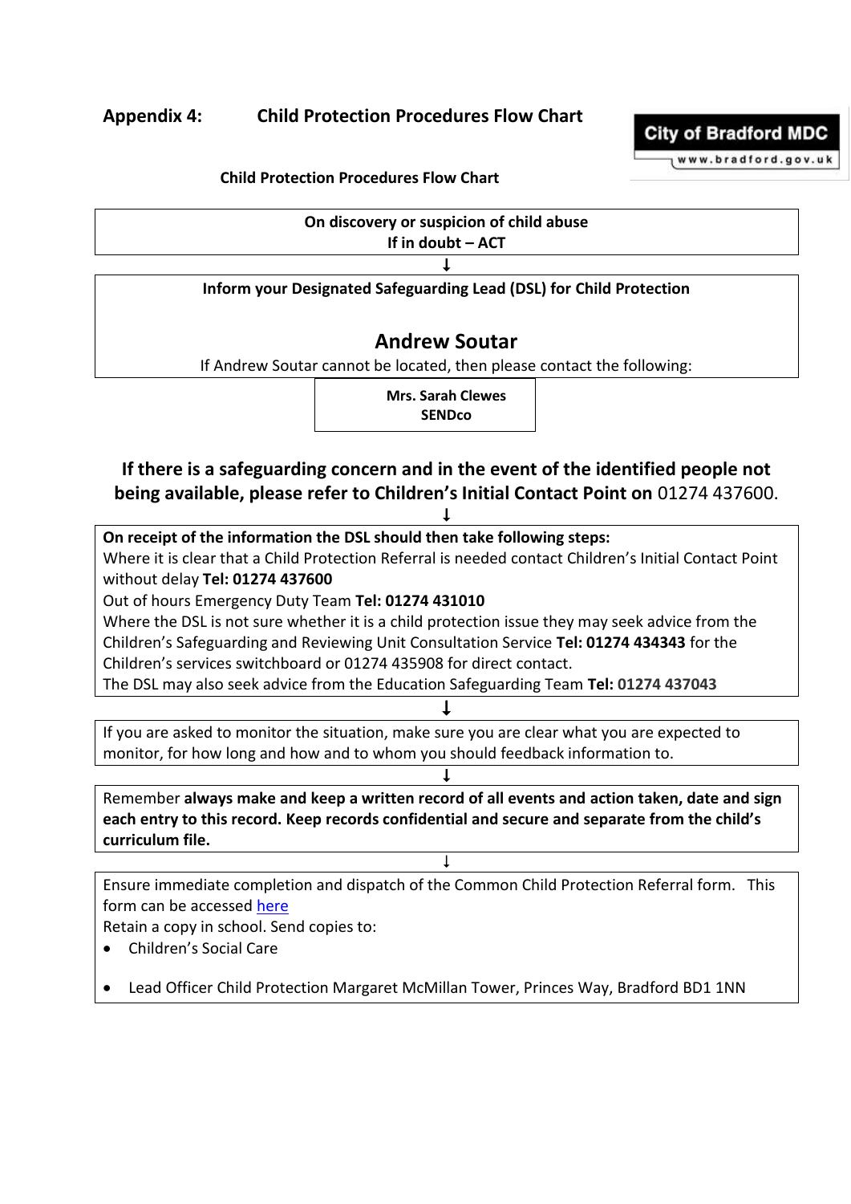## Appendix 4: Child Protection Procedures Flow Chart

City of Bradford MDC
www.bradford.gov.uk

**Child Protection Procedures Flow Chart**

**On discovery or suspicion of child abuse**
**If in doubt – ACT**

↓

**Inform your Designated Safeguarding Lead (DSL) for Child Protection**

**Andrew Soutar**

If Andrew Soutar cannot be located, then please contact the following:

**Mrs. Sarah Clewes**
**SENDco**

**If there is a safeguarding concern and in the event of the identified people not being available, please refer to Children's Initial Contact Point on** 01274 437600.

↓

**On receipt of the information the DSL should then take following steps:**
Where it is clear that a Child Protection Referral is needed contact Children's Initial Contact Point without delay **Tel: 01274 437600**
Out of hours Emergency Duty Team **Tel: 01274 431010**
Where the DSL is not sure whether it is a child protection issue they may seek advice from the Children's Safeguarding and Reviewing Unit Consultation Service **Tel: 01274 434343** for the Children's services switchboard or 01274 435908 for direct contact.
The DSL may also seek advice from the Education Safeguarding Team **Tel: 01274 437043**

↓

If you are asked to monitor the situation, make sure you are clear what you are expected to monitor, for how long and how and to whom you should feedback information to.

↓

Remember **always make and keep a written record of all events and action taken, date and sign each entry to this record. Keep records confidential and secure and separate from the child's curriculum file.**

↓

Ensure immediate completion and dispatch of the Common Child Protection Referral form. This form can be accessed here
Retain a copy in school. Send copies to:

- Children's Social Care
- Lead Officer Child Protection Margaret McMillan Tower, Princes Way, Bradford BD1 1NN